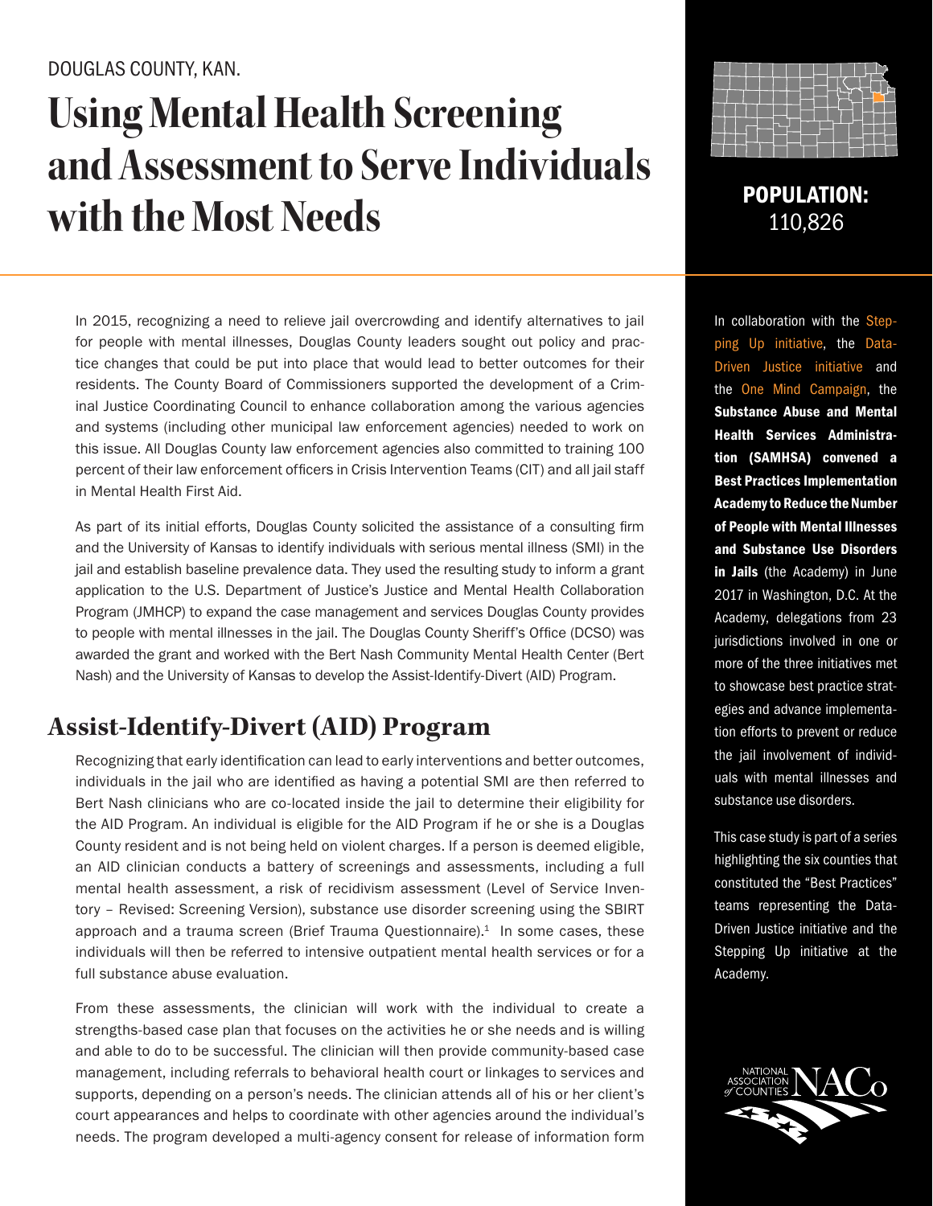DOUGLAS COUNTY, KAN.

# Using Mental Health Screening and Assessment to Serve Individuals with the Most Needs

**POPULATION:** 110,826

In 2015, recognizing a need to relieve jail overcrowding and identify alternatives to jail for people with mental illnesses, Douglas County leaders sought out policy and practice changes that could be put into place that would lead to better outcomes for their residents. The County Board of Commissioners supported the development of a Criminal Justice Coordinating Council to enhance collaboration among the various agencies and systems (including other municipal law enforcement agencies) needed to work on this issue. All Douglas County law enforcement agencies also committed to training 100 percent of their law enforcement officers in Crisis Intervention Teams (CIT) and all jail staff in Mental Health First Aid.

As part of its initial efforts, Douglas County solicited the assistance of a consulting firm and the University of Kansas to identify individuals with serious mental illness (SMI) in the jail and establish baseline prevalence data. They used the resulting study to inform a grant application to the U.S. Department of Justice's Justice and Mental Health Collaboration Program (JMHCP) to expand the case management and services Douglas County provides to people with mental illnesses in the jail. The Douglas County Sheriff's Office (DCSO) was awarded the grant and worked with the Bert Nash Community Mental Health Center (Bert Nash) and the University of Kansas to develop the Assist-Identify-Divert (AID) Program.

## Assist-Identify-Divert (AID) Program

Recognizing that early identification can lead to early interventions and better outcomes, individuals in the jail who are identified as having a potential SMI are then referred to Bert Nash clinicians who are co-located inside the jail to determine their eligibility for the AID Program. An individual is eligible for the AID Program if he or she is a Douglas County resident and is not being held on violent charges. If a person is deemed eligible, an AID clinician conducts a battery of screenings and assessments, including a full mental health assessment, a risk of recidivism assessment (Level of Service Inventory – Revised: Screening Version), substance use disorder screening using the SBIRT approach and a trauma screen (Brief Trauma Questionnaire).[1] In some cases, these individuals will then be referred to intensive outpatient mental health services or for a full substance abuse evaluation.

From these assessments, the clinician will work with the individual to create a strengths-based case plan that focuses on the activities he or she needs and is willing and able to do to be successful. The clinician will then provide community-based case management, including referrals to behavioral health court or linkages to services and supports, depending on a person's needs. The clinician attends all of his or her client's court appearances and helps to coordinate with other agencies around the individual's needs. The program developed a multi-agency consent for release of information form

In collaboration with the Stepping Up initiative, the Data-Driven Justice initiative and the One Mind Campaign, the **Substance Abuse and Mental Health Services Administration (SAMHSA) convened a Best Practices Implementation Academy to Reduce the Number of People with Mental Illnesses and Substance Use Disorders in Jails** (the Academy) in June 2017 in Washington, D.C. At the Academy, delegations from 23 jurisdictions involved in one or more of the three initiatives met to showcase best practice strategies and advance implementation efforts to prevent or reduce the jail involvement of individuals with mental illnesses and substance use disorders.

This case study is part of a series highlighting the six counties that constituted the "Best Practices" teams representing the Data-Driven Justice initiative and the Stepping Up initiative at the Academy.

NATIONAL ASSOCIATION of COUNTIES NACo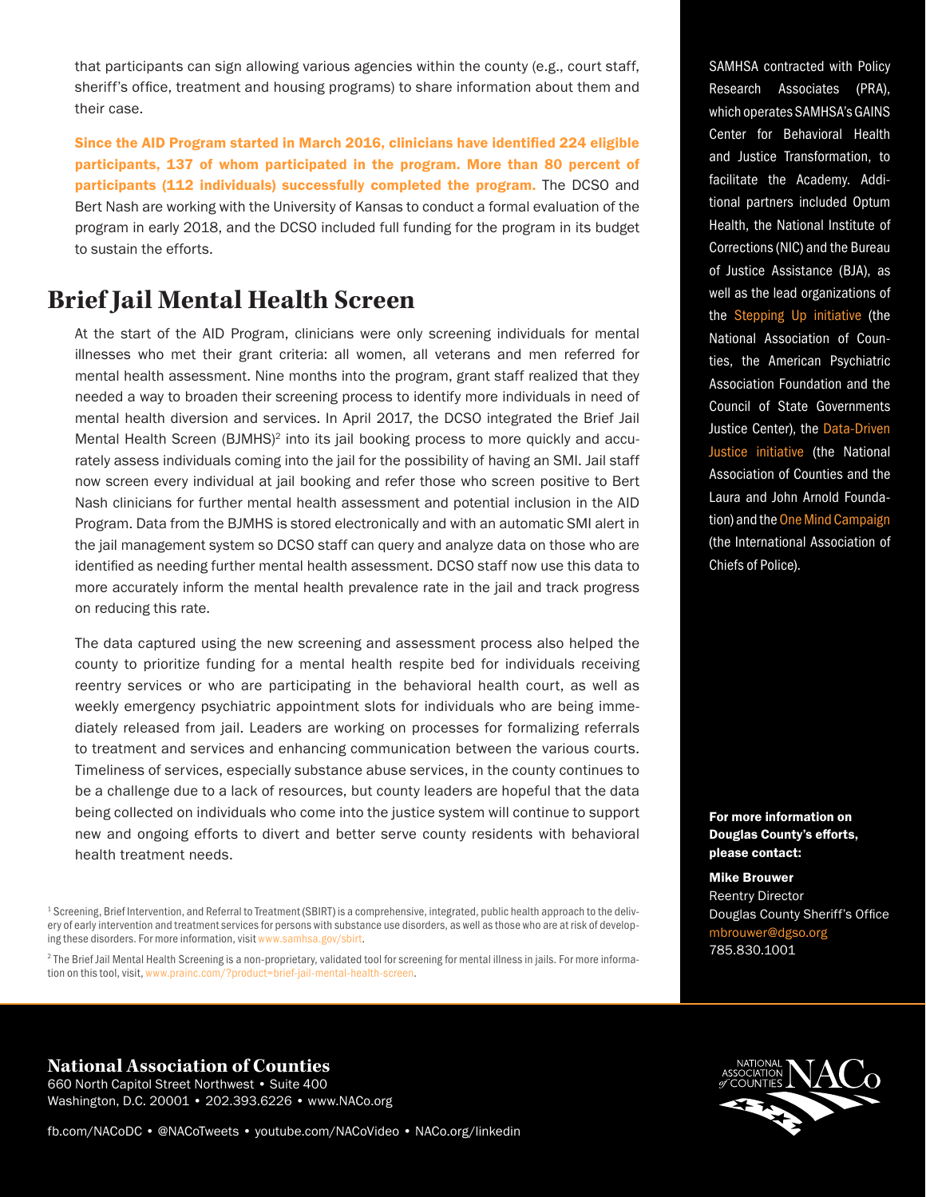that participants can sign allowing various agencies within the county (e.g., court staff, sheriff's office, treatment and housing programs) to share information about them and their case.

**Since the AID Program started in March 2016, clinicians have identified 224 eligible participants, 137 of whom participated in the program. More than 80 percent of participants (112 individuals) successfully completed the program.** The DCSO and Bert Nash are working with the University of Kansas to conduct a formal evaluation of the program in early 2018, and the DCSO included full funding for the program in its budget to sustain the efforts.

## Brief Jail Mental Health Screen

At the start of the AID Program, clinicians were only screening individuals for mental illnesses who met their grant criteria: all women, all veterans and men referred for mental health assessment. Nine months into the program, grant staff realized that they needed a way to broaden their screening process to identify more individuals in need of mental health diversion and services. In April 2017, the DCSO integrated the Brief Jail Mental Health Screen (BJMHS)[2] into its jail booking process to more quickly and accurately assess individuals coming into the jail for the possibility of having an SMI. Jail staff now screen every individual at jail booking and refer those who screen positive to Bert Nash clinicians for further mental health assessment and potential inclusion in the AID Program. Data from the BJMHS is stored electronically and with an automatic SMI alert in the jail management system so DCSO staff can query and analyze data on those who are identified as needing further mental health assessment. DCSO staff now use this data to more accurately inform the mental health prevalence rate in the jail and track progress on reducing this rate.

The data captured using the new screening and assessment process also helped the county to prioritize funding for a mental health respite bed for individuals receiving reentry services or who are participating in the behavioral health court, as well as weekly emergency psychiatric appointment slots for individuals who are being immediately released from jail. Leaders are working on processes for formalizing referrals to treatment and services and enhancing communication between the various courts. Timeliness of services, especially substance abuse services, in the county continues to be a challenge due to a lack of resources, but county leaders are hopeful that the data being collected on individuals who come into the justice system will continue to support new and ongoing efforts to divert and better serve county residents with behavioral health treatment needs.

[1] Screening, Brief Intervention, and Referral to Treatment (SBIRT) is a comprehensive, integrated, public health approach to the delivery of early intervention and treatment services for persons with substance use disorders, as well as those who are at risk of developing these disorders. For more information, visit www.samhsa.gov/sbirt.

[2] The Brief Jail Mental Health Screening is a non-proprietary, validated tool for screening for mental illness in jails. For more information on this tool, visit, www.prainc.com/?product=brief-jail-mental-health-screen.

SAMHSA contracted with Policy Research Associates (PRA), which operates SAMHSA's GAINS Center for Behavioral Health and Justice Transformation, to facilitate the Academy. Additional partners included Optum Health, the National Institute of Corrections (NIC) and the Bureau of Justice Assistance (BJA), as well as the lead organizations of the Stepping Up initiative (the National Association of Counties, the American Psychiatric Association Foundation and the Council of State Governments Justice Center), the Data-Driven Justice initiative (the National Association of Counties and the Laura and John Arnold Foundation) and the One Mind Campaign (the International Association of Chiefs of Police).

**For more information on Douglas County's efforts, please contact:**

**Mike Brouwer**
Reentry Director
Douglas County Sheriff's Office
mbrouwer@dgso.org
785.830.1001

**National Association of Counties**
660 North Capitol Street Northwest • Suite 400
Washington, D.C. 20001 • 202.393.6226 • www.NACo.org

fb.com/NACoDC • @NACoTweets • youtube.com/NACoVideo • NACo.org/linkedin